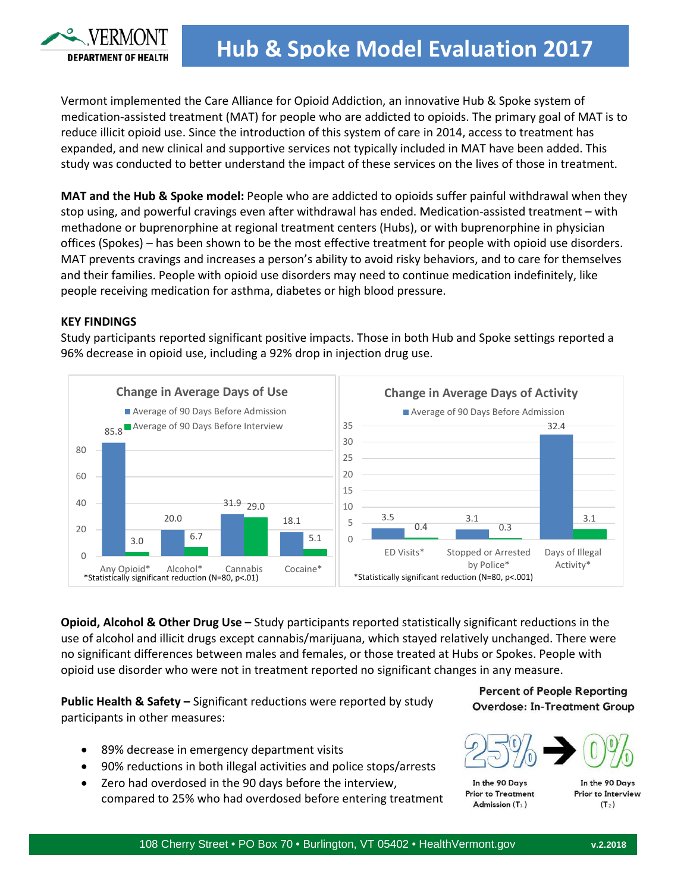# Hub & Spoke Model Evaluation 2017

VERMONT DEPARTMENT OF HEALTH

Vermont implemented the Care Alliance for Opioid Addiction, an innovative Hub & Spoke system of medication-assisted treatment (MAT) for people who are addicted to opioids. The primary goal of MAT is to reduce illicit opioid use. Since the introduction of this system of care in 2014, access to treatment has expanded, and new clinical and supportive services not typically included in MAT have been added. This study was conducted to better understand the impact of these services on the lives of those in treatment.

**MAT and the Hub & Spoke model:** People who are addicted to opioids suffer painful withdrawal when they stop using, and powerful cravings even after withdrawal has ended. Medication-assisted treatment – with methadone or buprenorphine at regional treatment centers (Hubs), or with buprenorphine in physician offices (Spokes) – has been shown to be the most effective treatment for people with opioid use disorders. MAT prevents cravings and increases a person's ability to avoid risky behaviors, and to care for themselves and their families. People with opioid use disorders may need to continue medication indefinitely, like people receiving medication for asthma, diabetes or high blood pressure.

## KEY FINDINGS

Study participants reported significant positive impacts. Those in both Hub and Spoke settings reported a 96% decrease in opioid use, including a 92% drop in injection drug use.

**Change in Average Days of Use**

| | Average of 90 Days Before Admission | Average of 90 Days Before Interview |
|---|---|---|
| Any Opioid* | 85.8 | 3.0 |
| Alcohol* | 20.0 | 6.7 |
| Cannabis | 31.9 | 29.0 |
| Cocaine* | 18.1 | 5.1 |

*Statistically significant reduction (N=80, p<.01)

**Change in Average Days of Activity**

| | Average of 90 Days Before Admission | Average of 90 Days Before Interview |
|---|---|---|
| ED Visits* | 3.5 | 0.4 |
| Stopped or Arrested by Police* | 3.1 | 0.3 |
| Days of Illegal Activity* | 32.4 | 3.1 |

*Statistically significant reduction (N=80, p<.001)

**Opioid, Alcohol & Other Drug Use –** Study participants reported statistically significant reductions in the use of alcohol and illicit drugs except cannabis/marijuana, which stayed relatively unchanged. There were no significant differences between males and females, or those treated at Hubs or Spokes. People with opioid use disorder who were not in treatment reported no significant changes in any measure.

**Public Health & Safety –** Significant reductions were reported by study participants in other measures:

- 89% decrease in emergency department visits
- 90% reductions in both illegal activities and police stops/arrests
- Zero had overdosed in the 90 days before the interview, compared to 25% who had overdosed before entering treatment

**Percent of People Reporting Overdose: In-Treatment Group**

25% → 0%

In the 90 Days Prior to Treatment Admission ($T_1$) → In the 90 Days Prior to Interview ($T_2$)

108 Cherry Street • PO Box 70 • Burlington, VT 05402 • HealthVermont.gov v.2.2018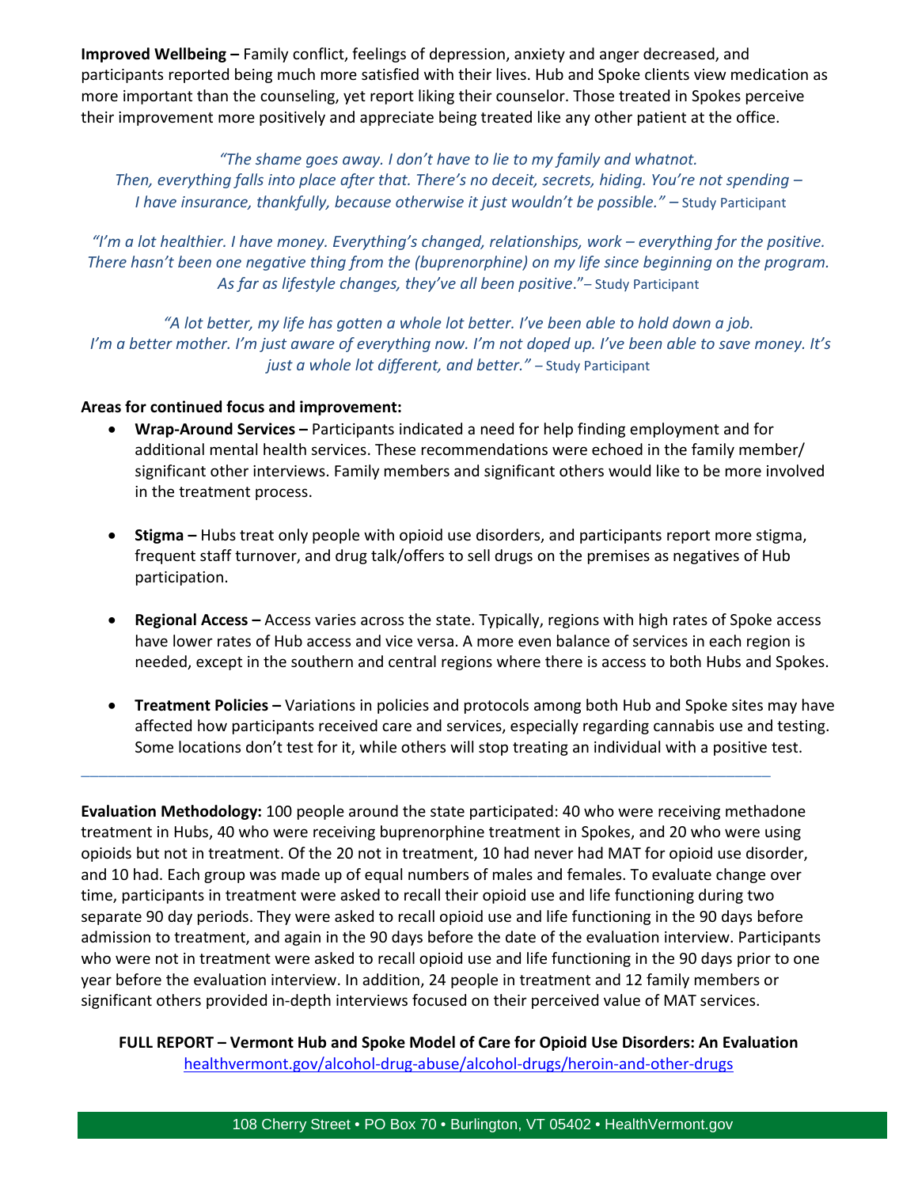**Improved Wellbeing –** Family conflict, feelings of depression, anxiety and anger decreased, and participants reported being much more satisfied with their lives. Hub and Spoke clients view medication as more important than the counseling, yet report liking their counselor. Those treated in Spokes perceive their improvement more positively and appreciate being treated like any other patient at the office.

*"The shame goes away. I don't have to lie to my family and whatnot. Then, everything falls into place after that. There's no deceit, secrets, hiding. You're not spending – I have insurance, thankfully, because otherwise it just wouldn't be possible."* – Study Participant

*"I'm a lot healthier. I have money. Everything's changed, relationships, work – everything for the positive. There hasn't been one negative thing from the (buprenorphine) on my life since beginning on the program. As far as lifestyle changes, they've all been positive."* – Study Participant

*"A lot better, my life has gotten a whole lot better. I've been able to hold down a job. I'm a better mother. I'm just aware of everything now. I'm not doped up. I've been able to save money. It's just a whole lot different, and better."* – Study Participant

**Areas for continued focus and improvement:**

- **Wrap-Around Services –** Participants indicated a need for help finding employment and for additional mental health services. These recommendations were echoed in the family member/ significant other interviews. Family members and significant others would like to be more involved in the treatment process.
- **Stigma –** Hubs treat only people with opioid use disorders, and participants report more stigma, frequent staff turnover, and drug talk/offers to sell drugs on the premises as negatives of Hub participation.
- **Regional Access –** Access varies across the state. Typically, regions with high rates of Spoke access have lower rates of Hub access and vice versa. A more even balance of services in each region is needed, except in the southern and central regions where there is access to both Hubs and Spokes.
- **Treatment Policies –** Variations in policies and protocols among both Hub and Spoke sites may have affected how participants received care and services, especially regarding cannabis use and testing. Some locations don't test for it, while others will stop treating an individual with a positive test.

---

**Evaluation Methodology:** 100 people around the state participated: 40 who were receiving methadone treatment in Hubs, 40 who were receiving buprenorphine treatment in Spokes, and 20 who were using opioids but not in treatment. Of the 20 not in treatment, 10 had never had MAT for opioid use disorder, and 10 had. Each group was made up of equal numbers of males and females. To evaluate change over time, participants in treatment were asked to recall their opioid use and life functioning during two separate 90 day periods. They were asked to recall opioid use and life functioning in the 90 days before admission to treatment, and again in the 90 days before the date of the evaluation interview. Participants who were not in treatment were asked to recall opioid use and life functioning in the 90 days prior to one year before the evaluation interview. In addition, 24 people in treatment and 12 family members or significant others provided in-depth interviews focused on their perceived value of MAT services.

**FULL REPORT – Vermont Hub and Spoke Model of Care for Opioid Use Disorders: An Evaluation**
healthvermont.gov/alcohol-drug-abuse/alcohol-drugs/heroin-and-other-drugs

108 Cherry Street • PO Box 70 • Burlington, VT 05402 • HealthVermont.gov